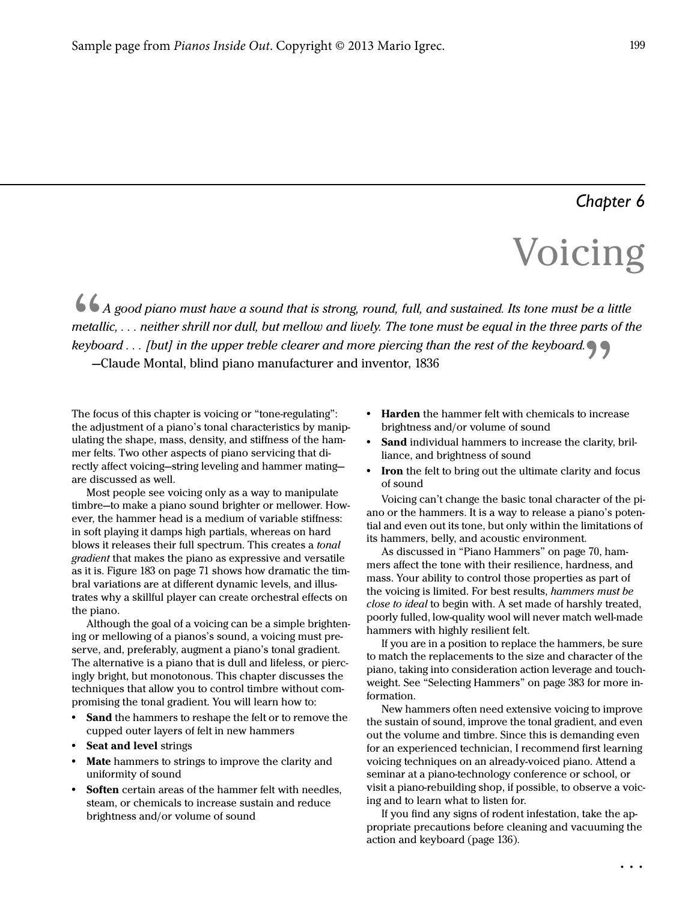*Chapter 6*

# Voicing

> *A good piano must have a sound that is strong, round, full, and sustained. Its tone must be a little metallic, . . . neither shrill nor dull, but mellow and lively. The tone must be equal in the three parts of the keyboard . . . [but] in the upper treble clearer and more piercing than the rest of the keyboard.*
>
> —Claude Montal, blind piano manufacturer and inventor, 1836

The focus of this chapter is voicing or "tone-regulating": the adjustment of a piano's tonal characteristics by manipulating the shape, mass, density, and stiffness of the hammer felts. Two other aspects of piano servicing that directly affect voicing—string leveling and hammer mating—are discussed as well.

Most people see voicing only as a way to manipulate timbre—to make a piano sound brighter or mellower. However, the hammer head is a medium of variable stiffness: in soft playing it damps high partials, whereas on hard blows it releases their full spectrum. This creates a *tonal gradient* that makes the piano as expressive and versatile as it is. Figure 183 on page 71 shows how dramatic the timbral variations are at different dynamic levels, and illustrates why a skillful player can create orchestral effects on the piano.

Although the goal of a voicing can be a simple brightening or mellowing of a pianos's sound, a voicing must preserve, and, preferably, augment a piano's tonal gradient. The alternative is a piano that is dull and lifeless, or piercingly bright, but monotonous. This chapter discusses the techniques that allow you to control timbre without compromising the tonal gradient. You will learn how to:

- **Sand** the hammers to reshape the felt or to remove the cupped outer layers of felt in new hammers
- **Seat and level** strings
- **Mate** hammers to strings to improve the clarity and uniformity of sound
- **Soften** certain areas of the hammer felt with needles, steam, or chemicals to increase sustain and reduce brightness and/or volume of sound
- **Harden** the hammer felt with chemicals to increase brightness and/or volume of sound
- **Sand** individual hammers to increase the clarity, brilliance, and brightness of sound
- **Iron** the felt to bring out the ultimate clarity and focus of sound

Voicing can't change the basic tonal character of the piano or the hammers. It is a way to release a piano's potential and even out its tone, but only within the limitations of its hammers, belly, and acoustic environment.

As discussed in "Piano Hammers" on page 70, hammers affect the tone with their resilience, hardness, and mass. Your ability to control those properties as part of the voicing is limited. For best results, *hammers must be close to ideal* to begin with. A set made of harshly treated, poorly fulled, low-quality wool will never match well-made hammers with highly resilient felt.

If you are in a position to replace the hammers, be sure to match the replacements to the size and character of the piano, taking into consideration action leverage and touchweight. See "Selecting Hammers" on page 383 for more information.

New hammers often need extensive voicing to improve the sustain of sound, improve the tonal gradient, and even out the volume and timbre. Since this is demanding even for an experienced technician, I recommend first learning voicing techniques on an already-voiced piano. Attend a seminar at a piano-technology conference or school, or visit a piano-rebuilding shop, if possible, to observe a voicing and to learn what to listen for.

If you find any signs of rodent infestation, take the appropriate precautions before cleaning and vacuuming the action and keyboard (page 136).

. . .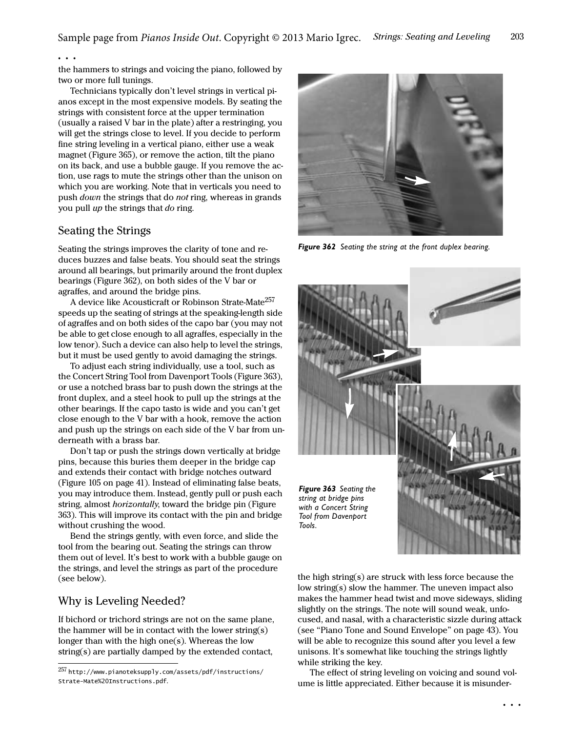• • •

the hammers to strings and voicing the piano, followed by two or more full tunings.

Technicians typically don't level strings in vertical pianos except in the most expensive models. By seating the strings with consistent force at the upper termination (usually a raised V bar in the plate) after a restringing, you will get the strings close to level. If you decide to perform fine string leveling in a vertical piano, either use a weak magnet (Figure 365), or remove the action, tilt the piano on its back, and use a bubble gauge. If you remove the action, use rags to mute the strings other than the unison on which you are working. Note that in verticals you need to push *down* the strings that do *not* ring, whereas in grands you pull *up* the strings that *do* ring.

## Seating the Strings

Seating the strings improves the clarity of tone and reduces buzzes and false beats. You should seat the strings around all bearings, but primarily around the front duplex bearings (Figure 362), on both sides of the V bar or agraffes, and around the bridge pins.

A device like Acousticraft or Robinson Strate-Mate[257] speeds up the seating of strings at the speaking-length side of agraffes and on both sides of the capo bar (you may not be able to get close enough to all agraffes, especially in the low tenor). Such a device can also help to level the strings, but it must be used gently to avoid damaging the strings.

To adjust each string individually, use a tool, such as the Concert String Tool from Davenport Tools (Figure 363), or use a notched brass bar to push down the strings at the front duplex, and a steel hook to pull up the strings at the other bearings. If the capo tasto is wide and you can't get close enough to the V bar with a hook, remove the action and push up the strings on each side of the V bar from underneath with a brass bar.

Don't tap or push the strings down vertically at bridge pins, because this buries them deeper in the bridge cap and extends their contact with bridge notches outward (Figure 105 on page 41). Instead of eliminating false beats, you may introduce them. Instead, gently pull or push each string, almost *horizontally*, toward the bridge pin (Figure 363). This will improve its contact with the pin and bridge without crushing the wood.

Bend the strings gently, with even force, and slide the tool from the bearing out. Seating the strings can throw them out of level. It's best to work with a bubble gauge on the strings, and level the strings as part of the procedure (see below).

***Figure 362*** *Seating the string at the front duplex bearing.*

***Figure 363*** *Seating the string at bridge pins with a Concert String Tool from Davenport Tools.*

## Why is Leveling Needed?

If bichord or trichord strings are not on the same plane, the hammer will be in contact with the lower string(s) longer than with the high one(s). Whereas the low string(s) are partially damped by the extended contact, the high string(s) are struck with less force because the low string(s) slow the hammer. The uneven impact also makes the hammer head twist and move sideways, sliding slightly on the strings. The note will sound weak, unfocused, and nasal, with a characteristic sizzle during attack (see "Piano Tone and Sound Envelope" on page 43). You will be able to recognize this sound after you level a few unisons. It's somewhat like touching the strings lightly while striking the key.

The effect of string leveling on voicing and sound volume is little appreciated. Either because it is misunder-

• • •

[257] http://www.pianoteksupply.com/assets/pdf/instructions/Strate-Mate%20Instructions.pdf.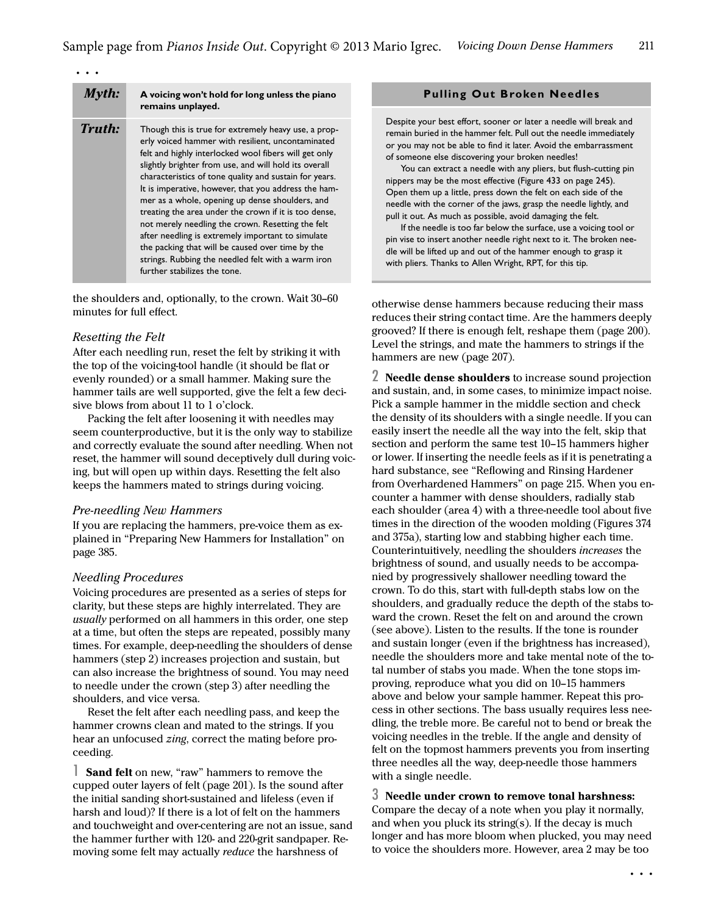. . .

| *Myth:* | **A voicing won't hold for long unless the piano remains unplayed.** |
|---|---|
| ***Truth:*** | Though this is true for extremely heavy use, a properly voiced hammer with resilient, uncontaminated felt and highly interlocked wool fibers will get only slightly brighter from use, and will hold its overall characteristics of tone quality and sustain for years. It is imperative, however, that you address the hammer as a whole, opening up dense shoulders, and treating the area under the crown if it is too dense, not merely needling the crown. Resetting the felt after needling is extremely important to simulate the packing that will be caused over time by the strings. Rubbing the needled felt with a warm iron further stabilizes the tone. |

the shoulders and, optionally, to the crown. Wait 30–60 minutes for full effect.

### *Resetting the Felt*

After each needling run, reset the felt by striking it with the top of the voicing-tool handle (it should be flat or evenly rounded) or a small hammer. Making sure the hammer tails are well supported, give the felt a few decisive blows from about 11 to 1 o'clock.

Packing the felt after loosening it with needles may seem counterproductive, but it is the only way to stabilize and correctly evaluate the sound after needling. When not reset, the hammer will sound deceptively dull during voicing, but will open up within days. Resetting the felt also keeps the hammers mated to strings during voicing.

### *Pre-needling New Hammers*

If you are replacing the hammers, pre-voice them as explained in "Preparing New Hammers for Installation" on page 385.

### *Needling Procedures*

Voicing procedures are presented as a series of steps for clarity, but these steps are highly interrelated. They are *usually* performed on all hammers in this order, one step at a time, but often the steps are repeated, possibly many times. For example, deep-needling the shoulders of dense hammers (step 2) increases projection and sustain, but can also increase the brightness of sound. You may need to needle under the crown (step 3) after needling the shoulders, and vice versa.

Reset the felt after each needling pass, and keep the hammer crowns clean and mated to the strings. If you hear an unfocused *zing*, correct the mating before proceeding.

1 **Sand felt** on new, "raw" hammers to remove the cupped outer layers of felt (page 201). Is the sound after the initial sanding short-sustained and lifeless (even if harsh and loud)? If there is a lot of felt on the hammers and touchweight and over-centering are not an issue, sand the hammer further with 120- and 220-grit sandpaper. Removing some felt may actually *reduce* the harshness of otherwise dense hammers because reducing their mass reduces their string contact time. Are the hammers deeply grooved? If there is enough felt, reshape them (page 200). Level the strings, and mate the hammers to strings if the hammers are new (page 207).

2 **Needle dense shoulders** to increase sound projection and sustain, and, in some cases, to minimize impact noise. Pick a sample hammer in the middle section and check the density of its shoulders with a single needle. If you can easily insert the needle all the way into the felt, skip that section and perform the same test 10–15 hammers higher or lower. If inserting the needle feels as if it is penetrating a hard substance, see "Reflowing and Rinsing Hardener from Overhardened Hammers" on page 215. When you encounter a hammer with dense shoulders, radially stab each shoulder (area 4) with a three-needle tool about five times in the direction of the wooden molding (Figures 374 and 375a), starting low and stabbing higher each time. Counterintuitively, needling the shoulders *increases* the brightness of sound, and usually needs to be accompanied by progressively shallower needling toward the crown. To do this, start with full-depth stabs low on the shoulders, and gradually reduce the depth of the stabs toward the crown. Reset the felt on and around the crown (see above). Listen to the results. If the tone is rounder and sustain longer (even if the brightness has increased), needle the shoulders more and take mental note of the total number of stabs you made. When the tone stops improving, reproduce what you did on 10–15 hammers above and below your sample hammer. Repeat this process in other sections. The bass usually requires less needling, the treble more. Be careful not to bend or break the voicing needles in the treble. If the angle and density of felt on the topmost hammers prevents you from inserting three needles all the way, deep-needle those hammers with a single needle.

3 **Needle under crown to remove tonal harshness:** Compare the decay of a note when you play it normally, and when you pluck its string(s). If the decay is much longer and has more bloom when plucked, you may need to voice the shoulders more. However, area 2 may be too

. . .

---

**Pulling Out Broken Needles**

Despite your best effort, sooner or later a needle will break and remain buried in the hammer felt. Pull out the needle immediately or you may not be able to find it later. Avoid the embarrassment of someone else discovering your broken needles!

You can extract a needle with any pliers, but flush-cutting pin nippers may be the most effective (Figure 433 on page 245). Open them up a little, press down the felt on each side of the needle with the corner of the jaws, grasp the needle lightly, and pull it out. As much as possible, avoid damaging the felt.

If the needle is too far below the surface, use a voicing tool or pin vise to insert another needle right next to it. The broken needle will be lifted up and out of the hammer enough to grasp it with pliers. Thanks to Allen Wright, RPT, for this tip.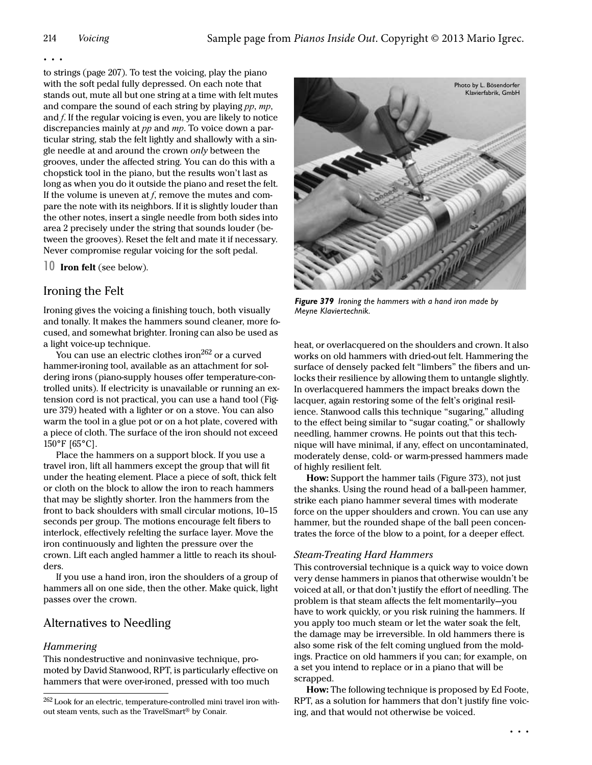• • •

to strings (page 207). To test the voicing, play the piano with the soft pedal fully depressed. On each note that stands out, mute all but one string at a time with felt mutes and compare the sound of each string by playing *pp*, *mp*, and *f*. If the regular voicing is even, you are likely to notice discrepancies mainly at *pp* and *mp*. To voice down a particular string, stab the felt lightly and shallowly with a single needle at and around the crown *only* between the grooves, under the affected string. You can do this with a chopstick tool in the piano, but the results won't last as long as when you do it outside the piano and reset the felt. If the volume is uneven at *f*, remove the mutes and compare the note with its neighbors. If it is slightly louder than the other notes, insert a single needle from both sides into area 2 precisely under the string that sounds louder (between the grooves). Reset the felt and mate it if necessary. Never compromise regular voicing for the soft pedal.

10 **Iron felt** (see below).

## Ironing the Felt

Ironing gives the voicing a finishing touch, both visually and tonally. It makes the hammers sound cleaner, more focused, and somewhat brighter. Ironing can also be used as a light voice-up technique.

You can use an electric clothes iron[262] or a curved hammer-ironing tool, available as an attachment for soldering irons (piano-supply houses offer temperature-controlled units). If electricity is unavailable or running an extension cord is not practical, you can use a hand tool (Figure 379) heated with a lighter or on a stove. You can also warm the tool in a glue pot or on a hot plate, covered with a piece of cloth. The surface of the iron should not exceed 150°F [65°C].

Place the hammers on a support block. If you use a travel iron, lift all hammers except the group that will fit under the heating element. Place a piece of soft, thick felt or cloth on the block to allow the iron to reach hammers that may be slightly shorter. Iron the hammers from the front to back shoulders with small circular motions, 10–15 seconds per group. The motions encourage felt fibers to interlock, effectively refelting the surface layer. Move the iron continuously and lighten the pressure over the crown. Lift each angled hammer a little to reach its shoulders.

If you use a hand iron, iron the shoulders of a group of hammers all on one side, then the other. Make quick, light passes over the crown.

Photo by L. Bösendorfer Klavierfabrik, GmbH

***Figure 379*** *Ironing the hammers with a hand iron made by Meyne Klaviertechnik.*

## Alternatives to Needling

### *Hammering*

This nondestructive and noninvasive technique, promoted by David Stanwood, RPT, is particularly effective on hammers that were over-ironed, pressed with too much heat, or overlacquered on the shoulders and crown. It also works on old hammers with dried-out felt. Hammering the surface of densely packed felt "limbers" the fibers and unlocks their resilience by allowing them to untangle slightly. In overlacquered hammers the impact breaks down the lacquer, again restoring some of the felt's original resilience. Stanwood calls this technique "sugaring," alluding to the effect being similar to "sugar coating," or shallowly needling, hammer crowns. He points out that this technique will have minimal, if any, effect on uncontaminated, moderately dense, cold- or warm-pressed hammers made of highly resilient felt.

**How:** Support the hammer tails (Figure 373), not just the shanks. Using the round head of a ball-peen hammer, strike each piano hammer several times with moderate force on the upper shoulders and crown. You can use any hammer, but the rounded shape of the ball peen concentrates the force of the blow to a point, for a deeper effect.

### *Steam-Treating Hard Hammers*

This controversial technique is a quick way to voice down very dense hammers in pianos that otherwise wouldn't be voiced at all, or that don't justify the effort of needling. The problem is that steam affects the felt momentarily—you have to work quickly, or you risk ruining the hammers. If you apply too much steam or let the water soak the felt, the damage may be irreversible. In old hammers there is also some risk of the felt coming unglued from the moldings. Practice on old hammers if you can; for example, on a set you intend to replace or in a piano that will be scrapped.

**How:** The following technique is proposed by Ed Foote, RPT, as a solution for hammers that don't justify fine voicing, and that would not otherwise be voiced.

• • •

[262] Look for an electric, temperature-controlled mini travel iron without steam vents, such as the TravelSmart® by Conair.